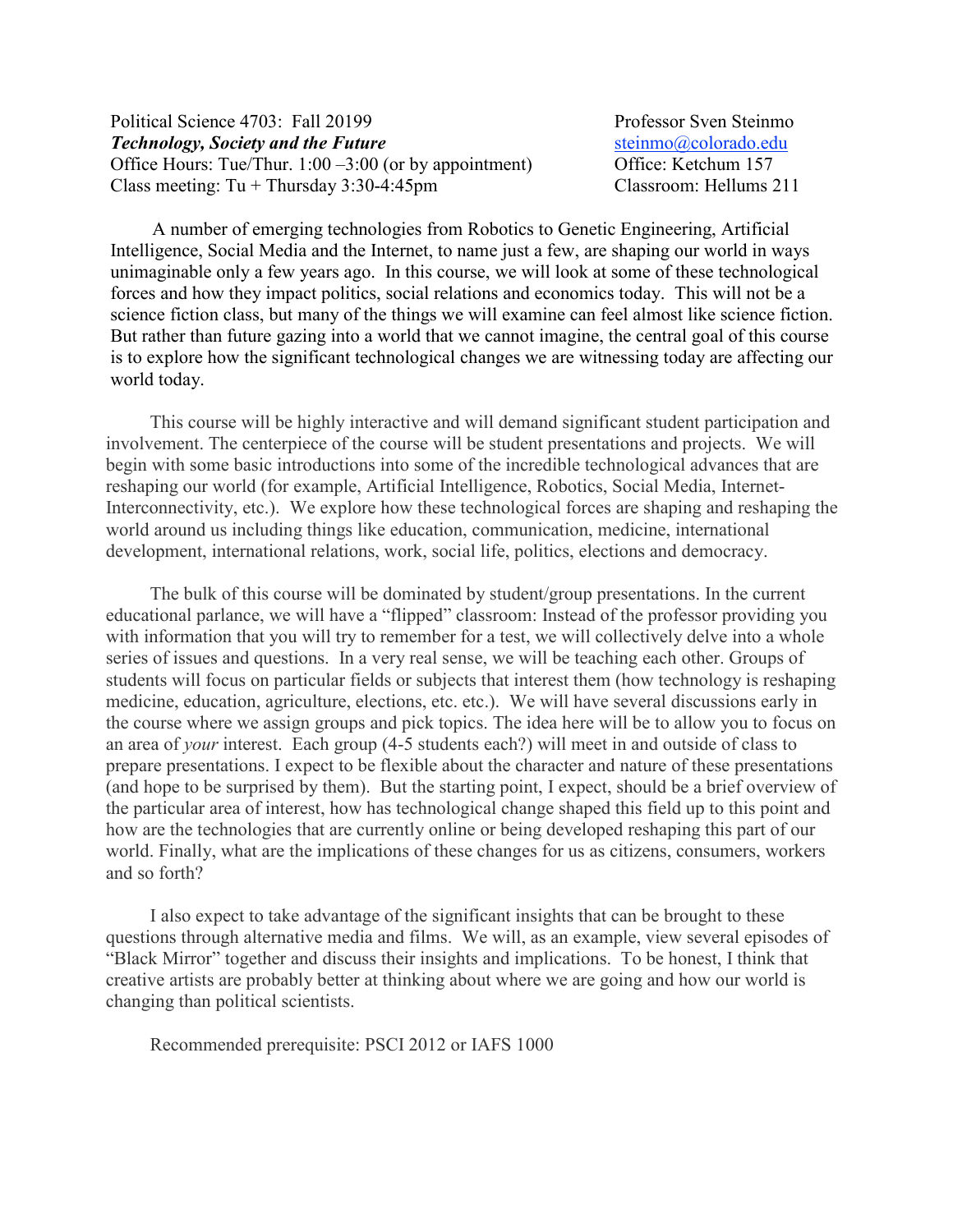Political Science 4703: Fall 20199
***Technology, Society and the Future***
Office Hours: Tue/Thur. 1:00 –3:00 (or by appointment)
Class meeting: Tu + Thursday 3:30-4:45pm

Professor Sven Steinmo
steinmo@colorado.edu
Office: Ketchum 157
Classroom: Hellums 211

A number of emerging technologies from Robotics to Genetic Engineering, Artificial Intelligence, Social Media and the Internet, to name just a few, are shaping our world in ways unimaginable only a few years ago. In this course, we will look at some of these technological forces and how they impact politics, social relations and economics today. This will not be a science fiction class, but many of the things we will examine can feel almost like science fiction. But rather than future gazing into a world that we cannot imagine, the central goal of this course is to explore how the significant technological changes we are witnessing today are affecting our world today.

This course will be highly interactive and will demand significant student participation and involvement. The centerpiece of the course will be student presentations and projects. We will begin with some basic introductions into some of the incredible technological advances that are reshaping our world (for example, Artificial Intelligence, Robotics, Social Media, Internet-Interconnectivity, etc.). We explore how these technological forces are shaping and reshaping the world around us including things like education, communication, medicine, international development, international relations, work, social life, politics, elections and democracy.

The bulk of this course will be dominated by student/group presentations. In the current educational parlance, we will have a "flipped" classroom: Instead of the professor providing you with information that you will try to remember for a test, we will collectively delve into a whole series of issues and questions. In a very real sense, we will be teaching each other. Groups of students will focus on particular fields or subjects that interest them (how technology is reshaping medicine, education, agriculture, elections, etc. etc.). We will have several discussions early in the course where we assign groups and pick topics. The idea here will be to allow you to focus on an area of *your* interest. Each group (4-5 students each?) will meet in and outside of class to prepare presentations. I expect to be flexible about the character and nature of these presentations (and hope to be surprised by them). But the starting point, I expect, should be a brief overview of the particular area of interest, how has technological change shaped this field up to this point and how are the technologies that are currently online or being developed reshaping this part of our world. Finally, what are the implications of these changes for us as citizens, consumers, workers and so forth?

I also expect to take advantage of the significant insights that can be brought to these questions through alternative media and films. We will, as an example, view several episodes of "Black Mirror" together and discuss their insights and implications. To be honest, I think that creative artists are probably better at thinking about where we are going and how our world is changing than political scientists.

Recommended prerequisite: PSCI 2012 or IAFS 1000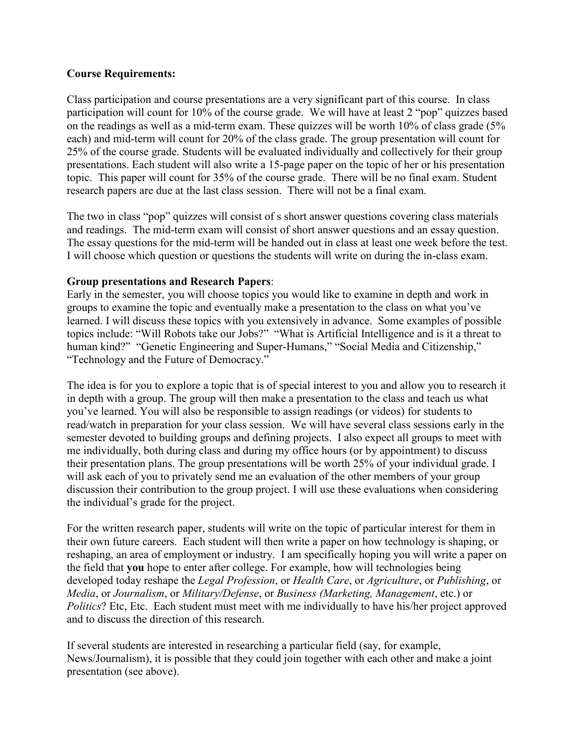**Course Requirements:**

Class participation and course presentations are a very significant part of this course. In class participation will count for 10% of the course grade. We will have at least 2 "pop" quizzes based on the readings as well as a mid-term exam. These quizzes will be worth 10% of class grade (5% each) and mid-term will count for 20% of the class grade. The group presentation will count for 25% of the course grade. Students will be evaluated individually and collectively for their group presentations. Each student will also write a 15-page paper on the topic of her or his presentation topic. This paper will count for 35% of the course grade. There will be no final exam. Student research papers are due at the last class session. There will not be a final exam.

The two in class "pop" quizzes will consist of s short answer questions covering class materials and readings. The mid-term exam will consist of short answer questions and an essay question. The essay questions for the mid-term will be handed out in class at least one week before the test. I will choose which question or questions the students will write on during the in-class exam.

**Group presentations and Research Papers**:

Early in the semester, you will choose topics you would like to examine in depth and work in groups to examine the topic and eventually make a presentation to the class on what you've learned. I will discuss these topics with you extensively in advance. Some examples of possible topics include: "Will Robots take our Jobs?" "What is Artificial Intelligence and is it a threat to human kind?" "Genetic Engineering and Super-Humans," "Social Media and Citizenship," "Technology and the Future of Democracy."

The idea is for you to explore a topic that is of special interest to you and allow you to research it in depth with a group. The group will then make a presentation to the class and teach us what you've learned. You will also be responsible to assign readings (or videos) for students to read/watch in preparation for your class session. We will have several class sessions early in the semester devoted to building groups and defining projects. I also expect all groups to meet with me individually, both during class and during my office hours (or by appointment) to discuss their presentation plans. The group presentations will be worth 25% of your individual grade. I will ask each of you to privately send me an evaluation of the other members of your group discussion their contribution to the group project. I will use these evaluations when considering the individual's grade for the project.

For the written research paper, students will write on the topic of particular interest for them in their own future careers. Each student will then write a paper on how technology is shaping, or reshaping, an area of employment or industry. I am specifically hoping you will write a paper on the field that **you** hope to enter after college. For example, how will technologies being developed today reshape the *Legal Profession*, or *Health Care*, or *Agriculture*, or *Publishing*, or *Media*, or *Journalism*, or *Military/Defense*, or *Business (Marketing, Management*, etc.) or *Politics*? Etc, Etc. Each student must meet with me individually to have his/her project approved and to discuss the direction of this research.

If several students are interested in researching a particular field (say, for example, News/Journalism), it is possible that they could join together with each other and make a joint presentation (see above).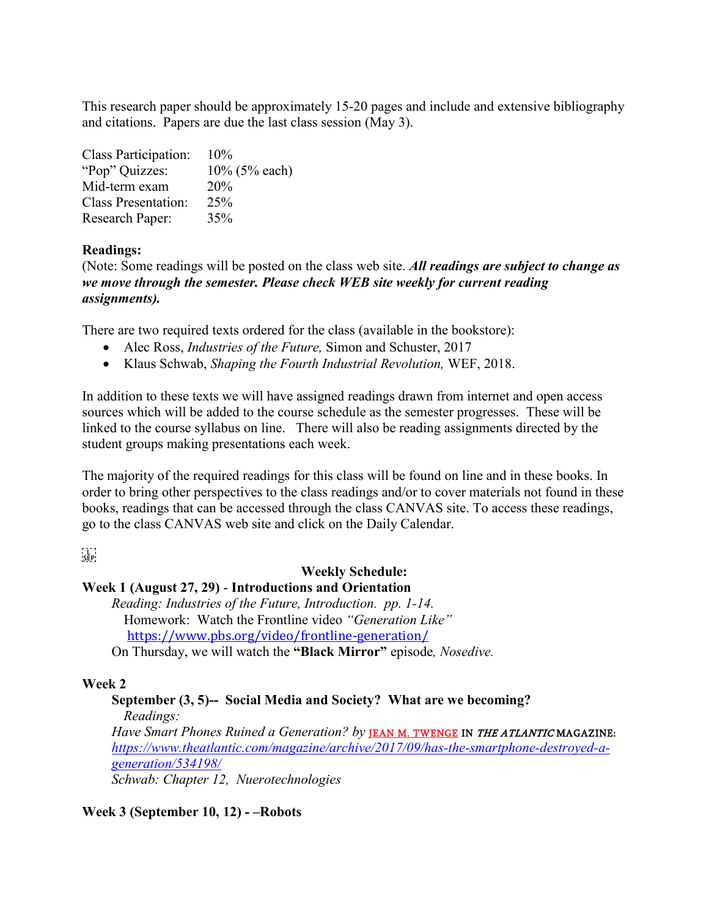This research paper should be approximately 15-20 pages and include and extensive bibliography and citations. Papers are due the last class session (May 3).

| | |
|---|---|
| Class Participation: | 10% |
| "Pop" Quizzes: | 10% (5% each) |
| Mid-term exam | 20% |
| Class Presentation: | 25% |
| Research Paper: | 35% |

**Readings:**
(Note: Some readings will be posted on the class web site. ***All readings are subject to change as we move through the semester. Please check WEB site weekly for current reading assignments).***

There are two required texts ordered for the class (available in the bookstore):

- Alec Ross, *Industries of the Future,* Simon and Schuster, 2017
- Klaus Schwab, *Shaping the Fourth Industrial Revolution,* WEF, 2018.

In addition to these texts we will have assigned readings drawn from internet and open access sources which will be added to the course schedule as the semester progresses. These will be linked to the course syllabus on line. There will also be reading assignments directed by the student groups making presentations each week.

The majority of the required readings for this class will be found on line and in these books. In order to bring other perspectives to the class readings and/or to cover materials not found in these books, readings that can be accessed through the class CANVAS site. To access these readings, go to the class CANVAS web site and click on the Daily Calendar.

**Weekly Schedule:**

**Week 1 (August 27, 29)** - **Introductions and Orientation**

*Reading: Industries of the Future, Introduction. pp. 1-14.*
Homework: Watch the Frontline video *"Generation Like"*
https://www.pbs.org/video/frontline-generation/
On Thursday, we will watch the **"Black Mirror"** episode*, Nosedive.*

**Week 2**

**September (3, 5)-- Social Media and Society? What are we becoming?**
*Readings:*
*Have Smart Phones Ruined a Generation? by* JEAN M. TWENGE IN *THE ATLANTIC* MAGAZINE: *https://www.theatlantic.com/magazine/archive/2017/09/has-the-smartphone-destroyed-a-generation/534198/*
*Schwab: Chapter 12, Nuerotechnologies*

**Week 3 (September 10, 12) - –Robots**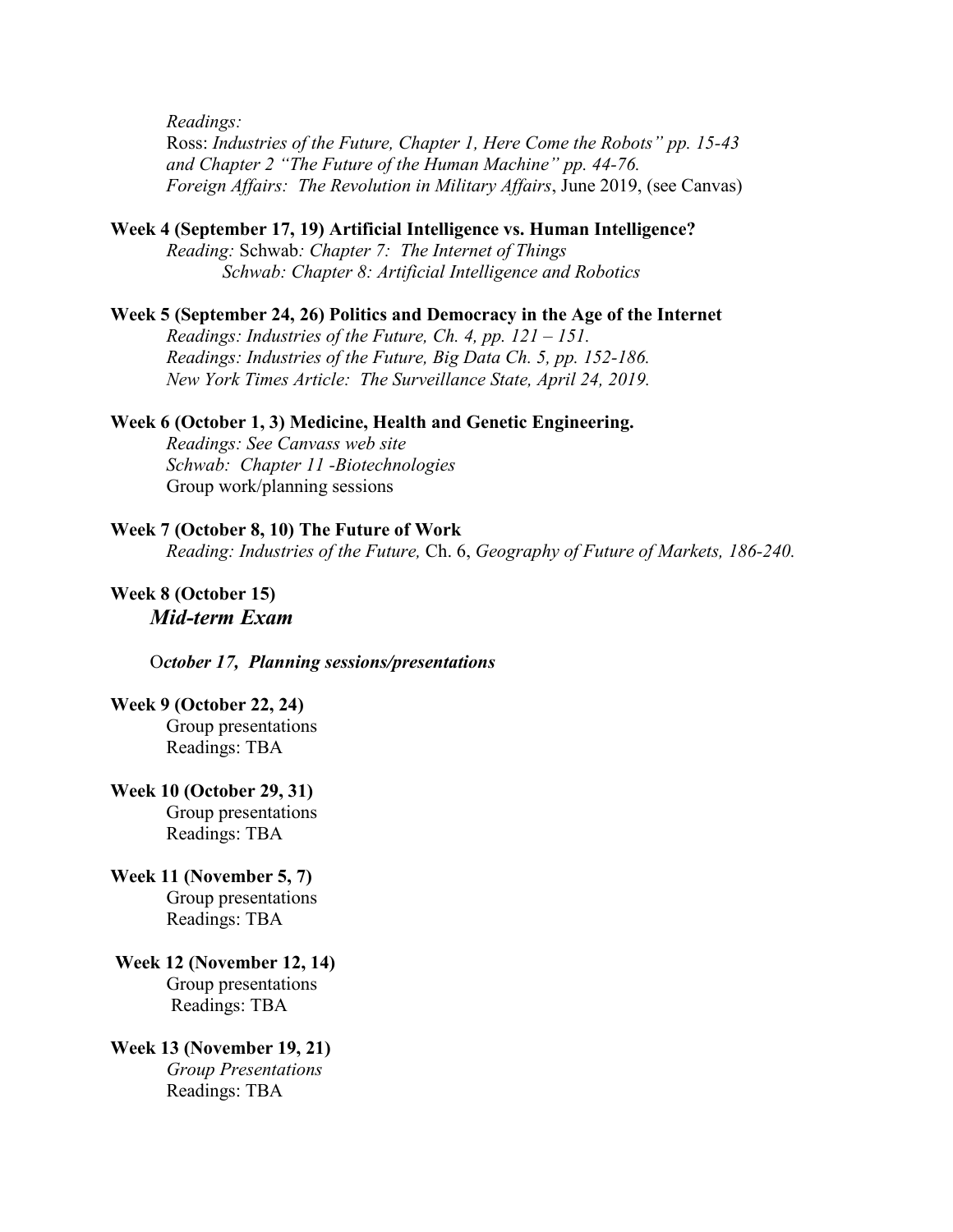*Readings:*
Ross: *Industries of the Future, Chapter 1, Here Come the Robots" pp. 15-43 and Chapter 2 "The Future of the Human Machine" pp. 44-76.*
*Foreign Affairs: The Revolution in Military Affairs*, June 2019, (see Canvas)

**Week 4 (September 17, 19) Artificial Intelligence vs. Human Intelligence?**
*Reading:* Schwab*: Chapter 7: The Internet of Things*
*Schwab: Chapter 8: Artificial Intelligence and Robotics*

**Week 5 (September 24, 26) Politics and Democracy in the Age of the Internet**
*Readings: Industries of the Future, Ch. 4, pp. 121 – 151.*
*Readings: Industries of the Future, Big Data Ch. 5, pp. 152-186.*
*New York Times Article: The Surveillance State, April 24, 2019.*

**Week 6 (October 1, 3) Medicine, Health and Genetic Engineering.**
*Readings: See Canvass web site*
*Schwab: Chapter 11 -Biotechnologies*
Group work/planning sessions

**Week 7 (October 8, 10) The Future of Work**
*Reading: Industries of the Future,* Ch. 6, *Geography of Future of Markets, 186-240.*

**Week 8 (October 15)**
***Mid-term Exam***

O***ctober 17, Planning sessions/presentations***

**Week 9 (October 22, 24)**
Group presentations
Readings: TBA

**Week 10 (October 29, 31)**
Group presentations
Readings: TBA

**Week 11 (November 5, 7)**
Group presentations
Readings: TBA

**Week 12 (November 12, 14)**
Group presentations
Readings: TBA

**Week 13 (November 19, 21)**
*Group Presentations*
Readings: TBA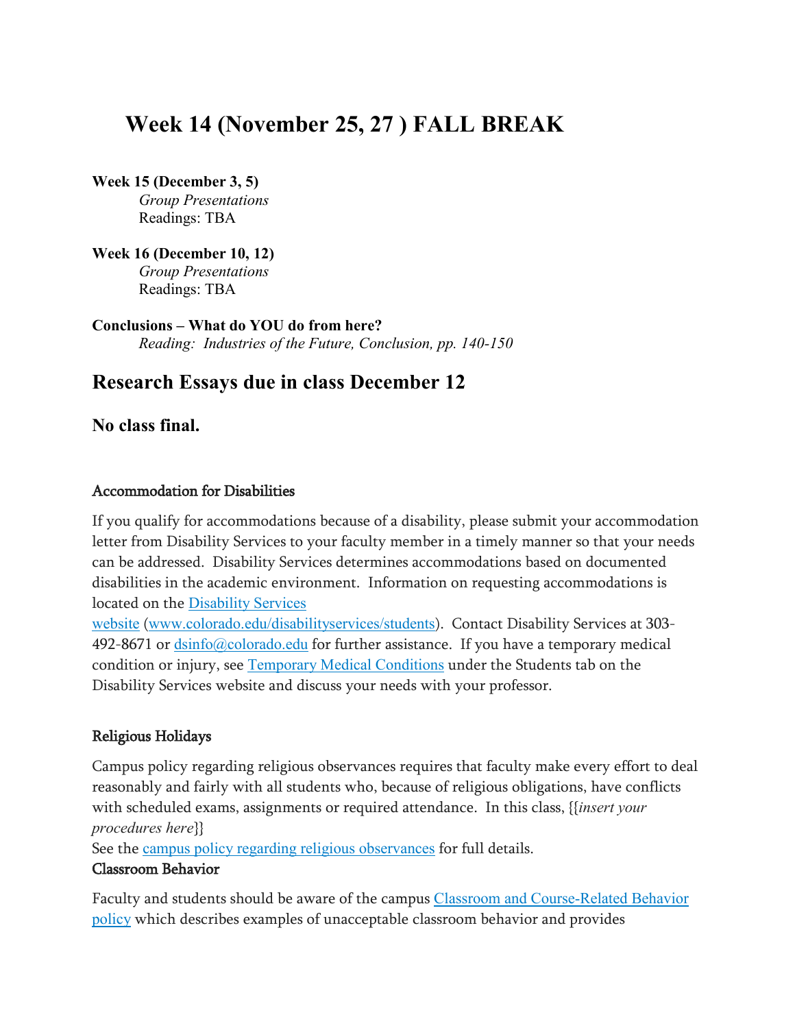# Week 14 (November 25, 27 ) FALL BREAK

**Week 15 (December 3, 5)**
*Group Presentations*
Readings: TBA

**Week 16 (December 10, 12)**
*Group Presentations*
Readings: TBA

**Conclusions – What do YOU do from here?**
*Reading: Industries of the Future, Conclusion, pp. 140-150*

## Research Essays due in class December 12

### No class final.

#### Accommodation for Disabilities

If you qualify for accommodations because of a disability, please submit your accommodation letter from Disability Services to your faculty member in a timely manner so that your needs can be addressed. Disability Services determines accommodations based on documented disabilities in the academic environment. Information on requesting accommodations is located on the [Disability Services website](www.colorado.edu/disabilityservices/students) ([www.colorado.edu/disabilityservices/students](www.colorado.edu/disabilityservices/students)). Contact Disability Services at 303-492-8671 or [dsinfo@colorado.edu](mailto:dsinfo@colorado.edu) for further assistance. If you have a temporary medical condition or injury, see [Temporary Medical Conditions]() under the Students tab on the Disability Services website and discuss your needs with your professor.

#### Religious Holidays

Campus policy regarding religious observances requires that faculty make every effort to deal reasonably and fairly with all students who, because of religious obligations, have conflicts with scheduled exams, assignments or required attendance. In this class, {{*insert your procedures here*}}
See the [campus policy regarding religious observances]() for full details.

#### Classroom Behavior

Faculty and students should be aware of the campus [Classroom and Course-Related Behavior policy]() which describes examples of unacceptable classroom behavior and provides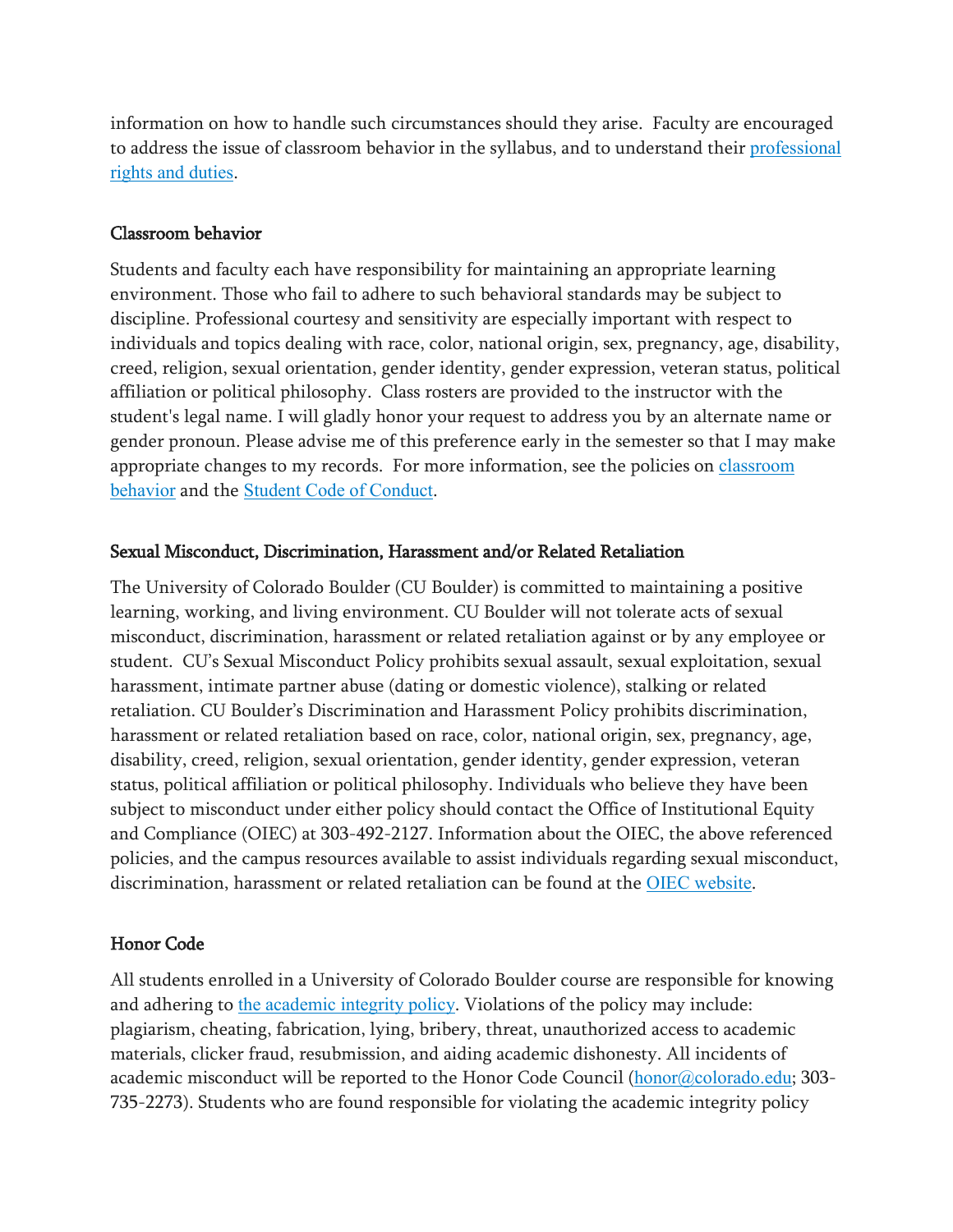information on how to handle such circumstances should they arise. Faculty are encouraged to address the issue of classroom behavior in the syllabus, and to understand their professional rights and duties.

### Classroom behavior

Students and faculty each have responsibility for maintaining an appropriate learning environment. Those who fail to adhere to such behavioral standards may be subject to discipline. Professional courtesy and sensitivity are especially important with respect to individuals and topics dealing with race, color, national origin, sex, pregnancy, age, disability, creed, religion, sexual orientation, gender identity, gender expression, veteran status, political affiliation or political philosophy. Class rosters are provided to the instructor with the student's legal name. I will gladly honor your request to address you by an alternate name or gender pronoun. Please advise me of this preference early in the semester so that I may make appropriate changes to my records. For more information, see the policies on classroom behavior and the Student Code of Conduct.

### Sexual Misconduct, Discrimination, Harassment and/or Related Retaliation

The University of Colorado Boulder (CU Boulder) is committed to maintaining a positive learning, working, and living environment. CU Boulder will not tolerate acts of sexual misconduct, discrimination, harassment or related retaliation against or by any employee or student. CU's Sexual Misconduct Policy prohibits sexual assault, sexual exploitation, sexual harassment, intimate partner abuse (dating or domestic violence), stalking or related retaliation. CU Boulder's Discrimination and Harassment Policy prohibits discrimination, harassment or related retaliation based on race, color, national origin, sex, pregnancy, age, disability, creed, religion, sexual orientation, gender identity, gender expression, veteran status, political affiliation or political philosophy. Individuals who believe they have been subject to misconduct under either policy should contact the Office of Institutional Equity and Compliance (OIEC) at 303-492-2127. Information about the OIEC, the above referenced policies, and the campus resources available to assist individuals regarding sexual misconduct, discrimination, harassment or related retaliation can be found at the OIEC website.

### Honor Code

All students enrolled in a University of Colorado Boulder course are responsible for knowing and adhering to the academic integrity policy. Violations of the policy may include: plagiarism, cheating, fabrication, lying, bribery, threat, unauthorized access to academic materials, clicker fraud, resubmission, and aiding academic dishonesty. All incidents of academic misconduct will be reported to the Honor Code Council (honor@colorado.edu; 303-735-2273). Students who are found responsible for violating the academic integrity policy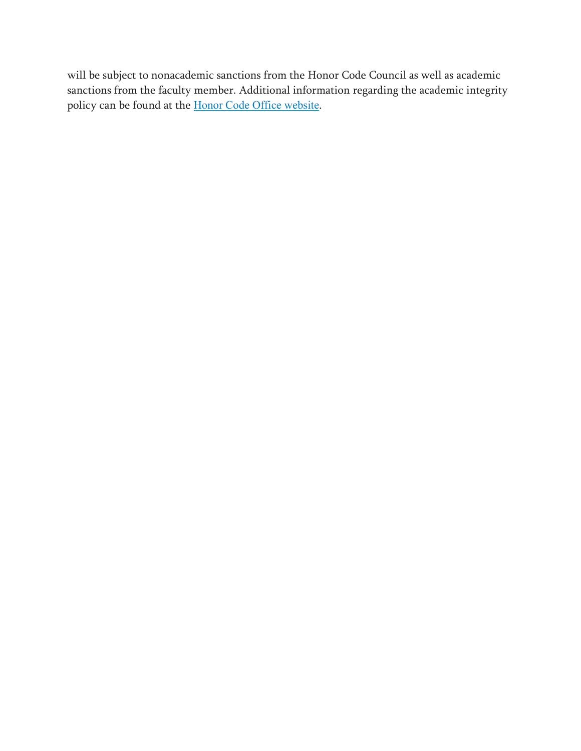will be subject to nonacademic sanctions from the Honor Code Council as well as academic sanctions from the faculty member. Additional information regarding the academic integrity policy can be found at the [Honor Code Office website].